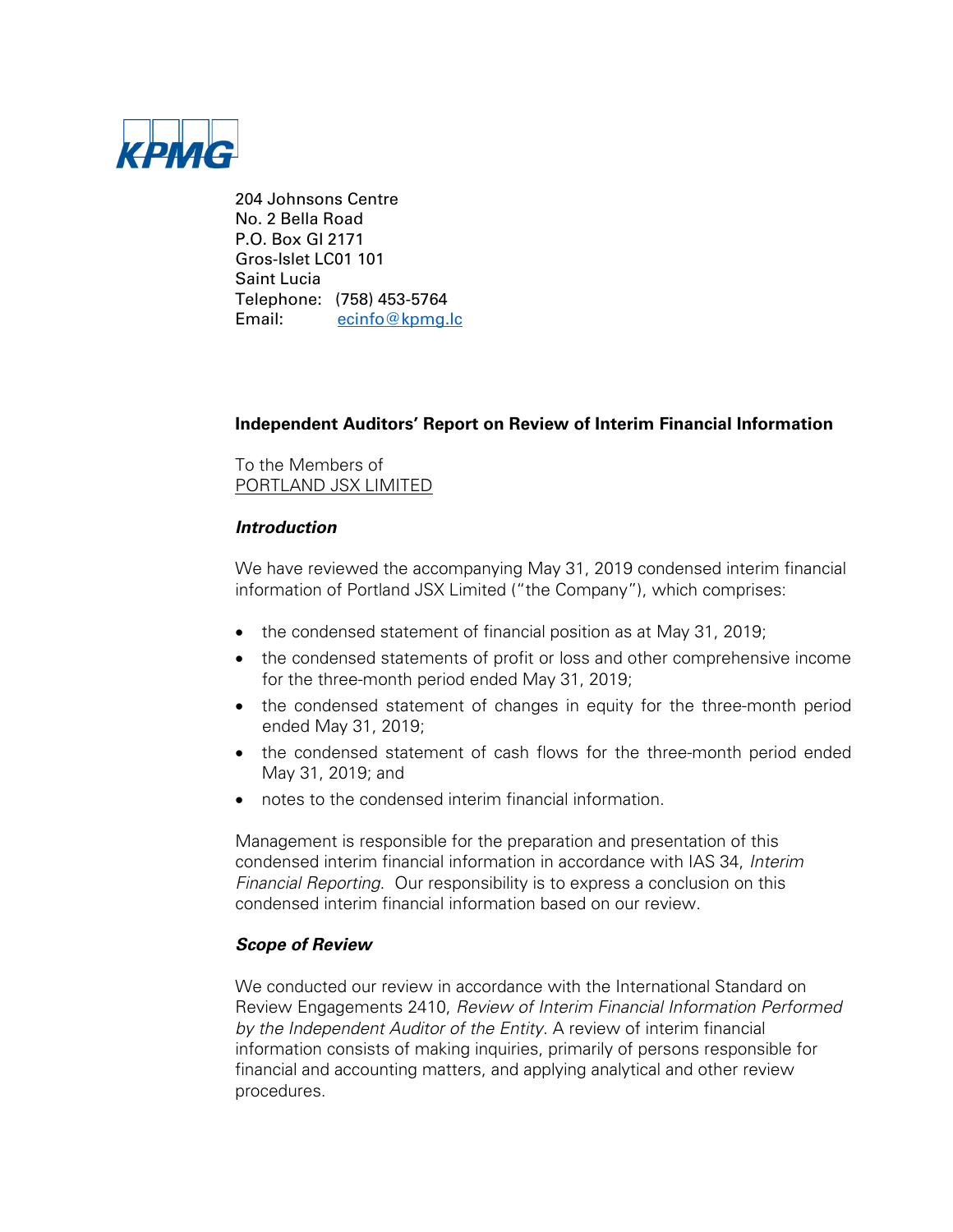KPMG

204 Johnsons Centre
No. 2 Bella Road
P.O. Box GI 2171
Gros-Islet LC01 101
Saint Lucia
Telephone: (758) 453-5764
Email: ecinfo@kpmg.lc

## Independent Auditors' Report on Review of Interim Financial Information

To the Members of
PORTLAND JSX LIMITED

### *Introduction*

We have reviewed the accompanying May 31, 2019 condensed interim financial information of Portland JSX Limited ("the Company"), which comprises:

- the condensed statement of financial position as at May 31, 2019;
- the condensed statements of profit or loss and other comprehensive income for the three-month period ended May 31, 2019;
- the condensed statement of changes in equity for the three-month period ended May 31, 2019;
- the condensed statement of cash flows for the three-month period ended May 31, 2019; and
- notes to the condensed interim financial information.

Management is responsible for the preparation and presentation of this condensed interim financial information in accordance with IAS 34, *Interim Financial Reporting*. Our responsibility is to express a conclusion on this condensed interim financial information based on our review.

### *Scope of Review*

We conducted our review in accordance with the International Standard on Review Engagements 2410, *Review of Interim Financial Information Performed by the Independent Auditor of the Entity*. A review of interim financial information consists of making inquiries, primarily of persons responsible for financial and accounting matters, and applying analytical and other review procedures.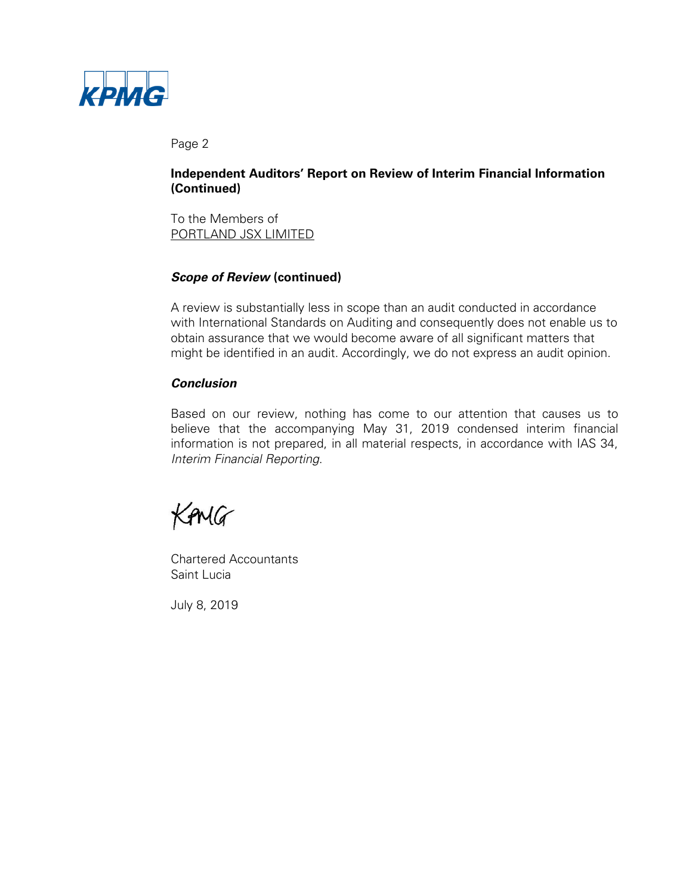**Independent Auditors' Report on Review of Interim Financial Information (Continued)**

To the Members of
PORTLAND JSX LIMITED

***Scope of Review* (continued)**

A review is substantially less in scope than an audit conducted in accordance with International Standards on Auditing and consequently does not enable us to obtain assurance that we would become aware of all significant matters that might be identified in an audit. Accordingly, we do not express an audit opinion.

***Conclusion***

Based on our review, nothing has come to our attention that causes us to believe that the accompanying May 31, 2019 condensed interim financial information is not prepared, in all material respects, in accordance with IAS 34, *Interim Financial Reporting*.

KPMG

Chartered Accountants
Saint Lucia

July 8, 2019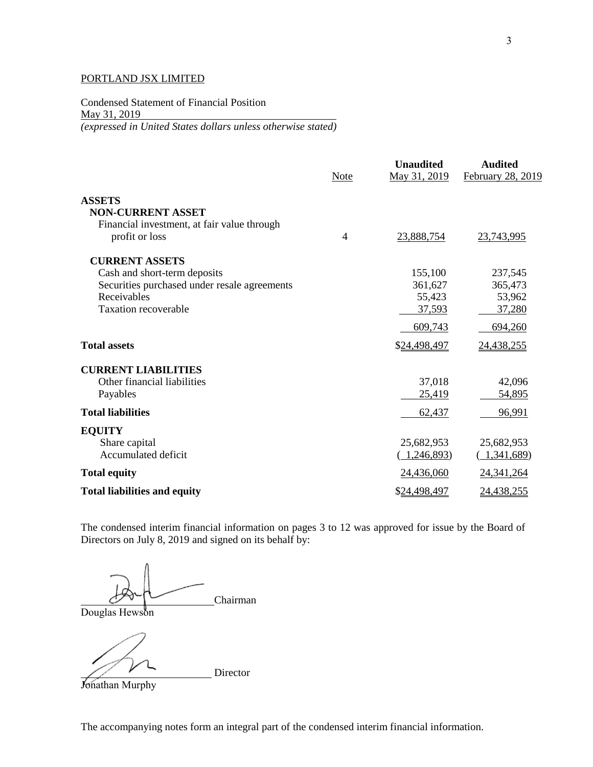PORTLAND JSX LIMITED

Condensed Statement of Financial Position
May 31, 2019
*(expressed in United States dollars unless otherwise stated)*

| | Note | **Unaudited** May 31, 2019 | **Audited** February 28, 2019 |
|---|---|---|---|
| **ASSETS** | | | |
| **NON-CURRENT ASSET** | | | |
| Financial investment, at fair value through profit or loss | 4 | 23,888,754 | 23,743,995 |
| **CURRENT ASSETS** | | | |
| Cash and short-term deposits | | 155,100 | 237,545 |
| Securities purchased under resale agreements | | 361,627 | 365,473 |
| Receivables | | 55,423 | 53,962 |
| Taxation recoverable | | 37,593 | 37,280 |
| | | 609,743 | 694,260 |
| **Total assets** | | $24,498,497 | 24,438,255 |
| **CURRENT LIABILITIES** | | | |
| Other financial liabilities | | 37,018 | 42,096 |
| Payables | | 25,419 | 54,895 |
| **Total liabilities** | | 62,437 | 96,991 |
| **EQUITY** | | | |
| Share capital | | 25,682,953 | 25,682,953 |
| Accumulated deficit | | (1,246,893) | (1,341,689) |
| **Total equity** | | 24,436,060 | 24,341,264 |
| **Total liabilities and equity** | | $24,498,497 | 24,438,255 |

The condensed interim financial information on pages 3 to 12 was approved for issue by the Board of Directors on July 8, 2019 and signed on its behalf by:

\_\_\_\_\_\_\_\_\_\_\_\_\_\_\_\_\_\_\_\_ Chairman
Douglas Hewson

\_\_\_\_\_\_\_\_\_\_\_\_\_\_\_\_\_\_\_\_ Director
Jonathan Murphy

The accompanying notes form an integral part of the condensed interim financial information.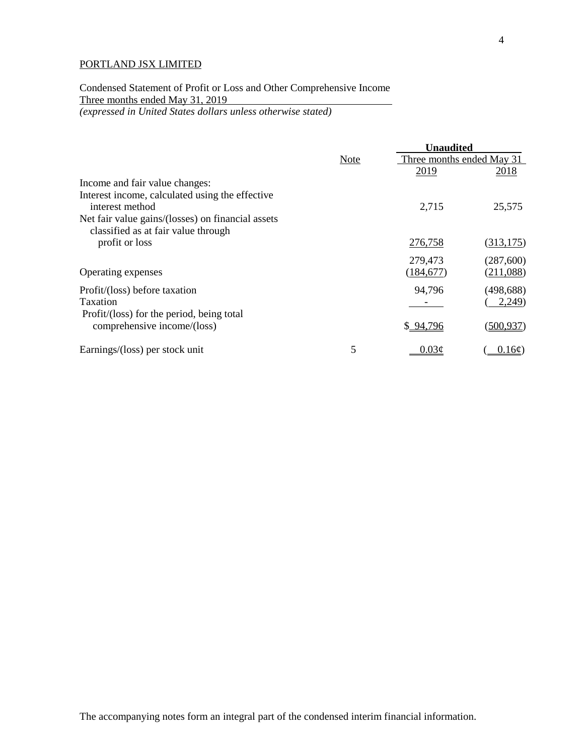PORTLAND JSX LIMITED

Condensed Statement of Profit or Loss and Other Comprehensive Income
Three months ended May 31, 2019
*(expressed in United States dollars unless otherwise stated)*

| | Note | Unaudited | |
|---|---|---|---|
| | | Three months ended May 31 | |
| | | 2019 | 2018 |
| Income and fair value changes: | | | |
| Interest income, calculated using the effective interest method | | 2,715 | 25,575 |
| Net fair value gains/(losses) on financial assets classified as at fair value through profit or loss | | 276,758 | (313,175) |
| | | 279,473 | (287,600) |
| Operating expenses | | (184,677) | (211,088) |
| Profit/(loss) before taxation | | 94,796 | (498,688) |
| Taxation | | - | ( 2,249) |
| Profit/(loss) for the period, being total comprehensive income/(loss) | | $ 94,796 | (500,937) |
| Earnings/(loss) per stock unit | 5 | 0.03¢ | ( 0.16¢) |

The accompanying notes form an integral part of the condensed interim financial information.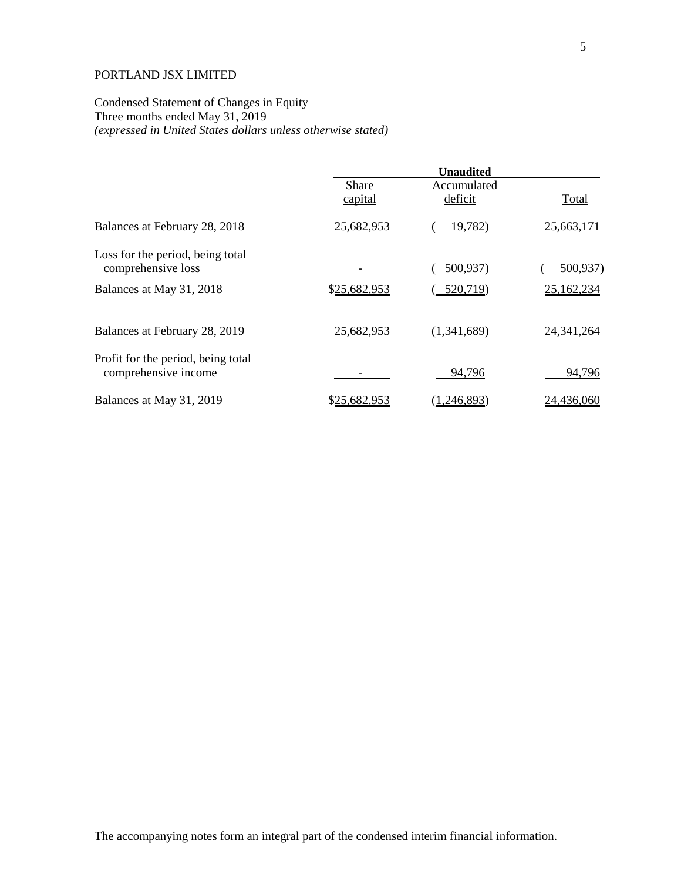PORTLAND JSX LIMITED

Condensed Statement of Changes in Equity
Three months ended May 31, 2019
*(expressed in United States dollars unless otherwise stated)*

| | **Unaudited** | | |
|---|---|---|---|
| | Share capital | Accumulated deficit | Total |
| Balances at February 28, 2018 | 25,682,953 | ( 19,782) | 25,663,171 |
| Loss for the period, being total comprehensive loss | - | ( 500,937) | ( 500,937) |
| Balances at May 31, 2018 | $25,682,953 | ( 520,719) | 25,162,234 |
| Balances at February 28, 2019 | 25,682,953 | (1,341,689) | 24,341,264 |
| Profit for the period, being total comprehensive income | - | 94,796 | 94,796 |
| Balances at May 31, 2019 | $25,682,953 | (1,246,893) | 24,436,060 |

The accompanying notes form an integral part of the condensed interim financial information.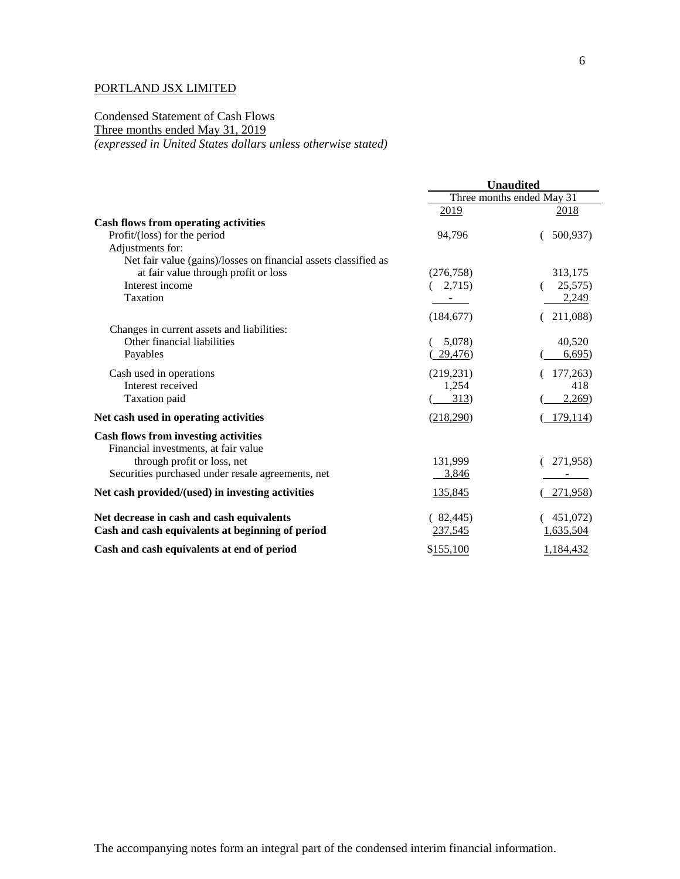PORTLAND JSX LIMITED

Condensed Statement of Cash Flows
Three months ended May 31, 2019
*(expressed in United States dollars unless otherwise stated)*

| | Unaudited | |
|---|---|---|
| | Three months ended May 31 | |
| | 2019 | 2018 |
| **Cash flows from operating activities** | | |
| Profit/(loss) for the period | 94,796 | ( 500,937) |
| Adjustments for: | | |
| Net fair value (gains)/losses on financial assets classified as at fair value through profit or loss | (276,758) | 313,175 |
| Interest income | ( 2,715) | ( 25,575) |
| Taxation | - | 2,249 |
| | (184,677) | ( 211,088) |
| Changes in current assets and liabilities: | | |
| Other financial liabilities | ( 5,078) | 40,520 |
| Payables | ( 29,476) | ( 6,695) |
| Cash used in operations | (219,231) | ( 177,263) |
| Interest received | 1,254 | 418 |
| Taxation paid | ( 313) | ( 2,269) |
| **Net cash used in operating activities** | (218,290) | ( 179,114) |
| **Cash flows from investing activities** | | |
| Financial investments, at fair value through profit or loss, net | 131,999 | ( 271,958) |
| Securities purchased under resale agreements, net | 3,846 | - |
| **Net cash provided/(used) in investing activities** | 135,845 | ( 271,958) |
| **Net decrease in cash and cash equivalents** | ( 82,445) | ( 451,072) |
| **Cash and cash equivalents at beginning of period** | 237,545 | 1,635,504 |
| **Cash and cash equivalents at end of period** | $155,100 | 1,184,432 |

The accompanying notes form an integral part of the condensed interim financial information.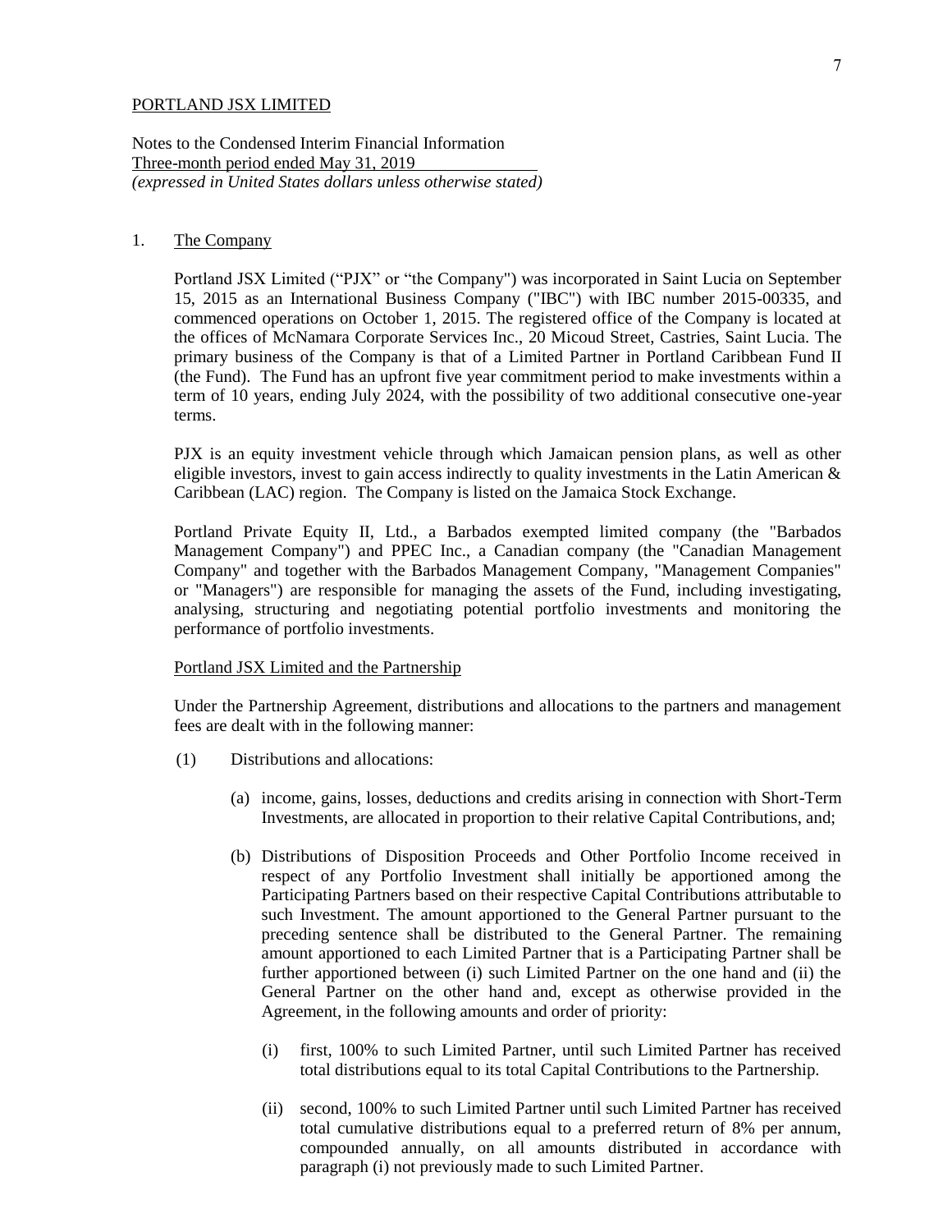PORTLAND JSX LIMITED

Notes to the Condensed Interim Financial Information
Three-month period ended May 31, 2019
*(expressed in United States dollars unless otherwise stated)*

1. The Company

Portland JSX Limited ("PJX" or "the Company") was incorporated in Saint Lucia on September 15, 2015 as an International Business Company ("IBC") with IBC number 2015-00335, and commenced operations on October 1, 2015. The registered office of the Company is located at the offices of McNamara Corporate Services Inc., 20 Micoud Street, Castries, Saint Lucia. The primary business of the Company is that of a Limited Partner in Portland Caribbean Fund II (the Fund). The Fund has an upfront five year commitment period to make investments within a term of 10 years, ending July 2024, with the possibility of two additional consecutive one-year terms.

PJX is an equity investment vehicle through which Jamaican pension plans, as well as other eligible investors, invest to gain access indirectly to quality investments in the Latin American & Caribbean (LAC) region. The Company is listed on the Jamaica Stock Exchange.

Portland Private Equity II, Ltd., a Barbados exempted limited company (the "Barbados Management Company") and PPEC Inc., a Canadian company (the "Canadian Management Company" and together with the Barbados Management Company, "Management Companies" or "Managers") are responsible for managing the assets of the Fund, including investigating, analysing, structuring and negotiating potential portfolio investments and monitoring the performance of portfolio investments.

Portland JSX Limited and the Partnership

Under the Partnership Agreement, distributions and allocations to the partners and management fees are dealt with in the following manner:

(1) Distributions and allocations:

(a) income, gains, losses, deductions and credits arising in connection with Short-Term Investments, are allocated in proportion to their relative Capital Contributions, and;

(b) Distributions of Disposition Proceeds and Other Portfolio Income received in respect of any Portfolio Investment shall initially be apportioned among the Participating Partners based on their respective Capital Contributions attributable to such Investment. The amount apportioned to the General Partner pursuant to the preceding sentence shall be distributed to the General Partner. The remaining amount apportioned to each Limited Partner that is a Participating Partner shall be further apportioned between (i) such Limited Partner on the one hand and (ii) the General Partner on the other hand and, except as otherwise provided in the Agreement, in the following amounts and order of priority:

(i) first, 100% to such Limited Partner, until such Limited Partner has received total distributions equal to its total Capital Contributions to the Partnership.

(ii) second, 100% to such Limited Partner until such Limited Partner has received total cumulative distributions equal to a preferred return of 8% per annum, compounded annually, on all amounts distributed in accordance with paragraph (i) not previously made to such Limited Partner.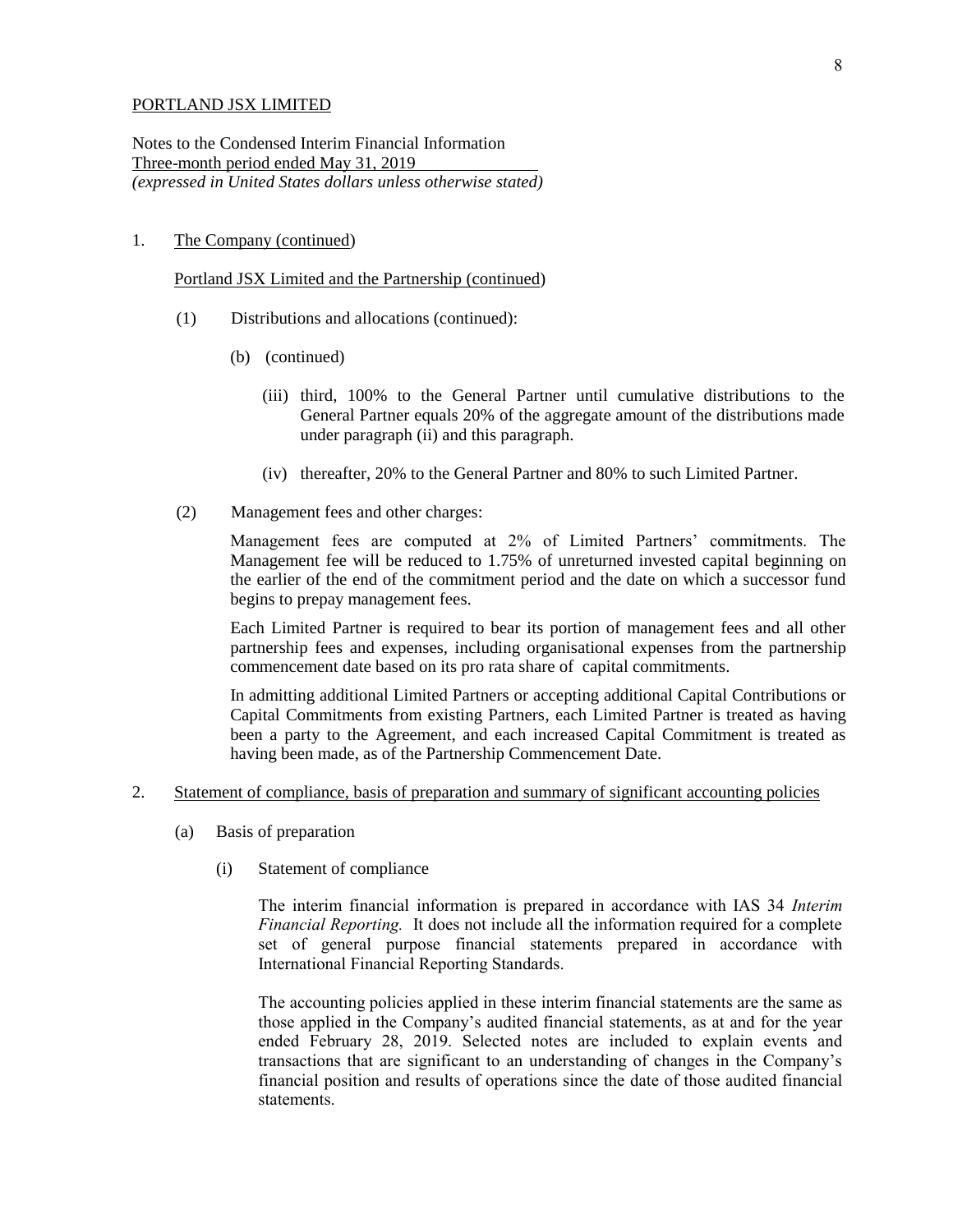PORTLAND JSX LIMITED

Notes to the Condensed Interim Financial Information
Three-month period ended May 31, 2019
*(expressed in United States dollars unless otherwise stated)*

1. The Company (continued)

   Portland JSX Limited and the Partnership (continued)

   (1) Distributions and allocations (continued):

   (b) (continued)

   (iii) third, 100% to the General Partner until cumulative distributions to the General Partner equals 20% of the aggregate amount of the distributions made under paragraph (ii) and this paragraph.

   (iv) thereafter, 20% to the General Partner and 80% to such Limited Partner.

   (2) Management fees and other charges:

   Management fees are computed at 2% of Limited Partners' commitments. The Management fee will be reduced to 1.75% of unreturned invested capital beginning on the earlier of the end of the commitment period and the date on which a successor fund begins to prepay management fees.

   Each Limited Partner is required to bear its portion of management fees and all other partnership fees and expenses, including organisational expenses from the partnership commencement date based on its pro rata share of capital commitments.

   In admitting additional Limited Partners or accepting additional Capital Contributions or Capital Commitments from existing Partners, each Limited Partner is treated as having been a party to the Agreement, and each increased Capital Commitment is treated as having been made, as of the Partnership Commencement Date.

2. Statement of compliance, basis of preparation and summary of significant accounting policies

   (a) Basis of preparation

   (i) Statement of compliance

   The interim financial information is prepared in accordance with IAS 34 *Interim Financial Reporting.* It does not include all the information required for a complete set of general purpose financial statements prepared in accordance with International Financial Reporting Standards.

   The accounting policies applied in these interim financial statements are the same as those applied in the Company's audited financial statements, as at and for the year ended February 28, 2019. Selected notes are included to explain events and transactions that are significant to an understanding of changes in the Company's financial position and results of operations since the date of those audited financial statements.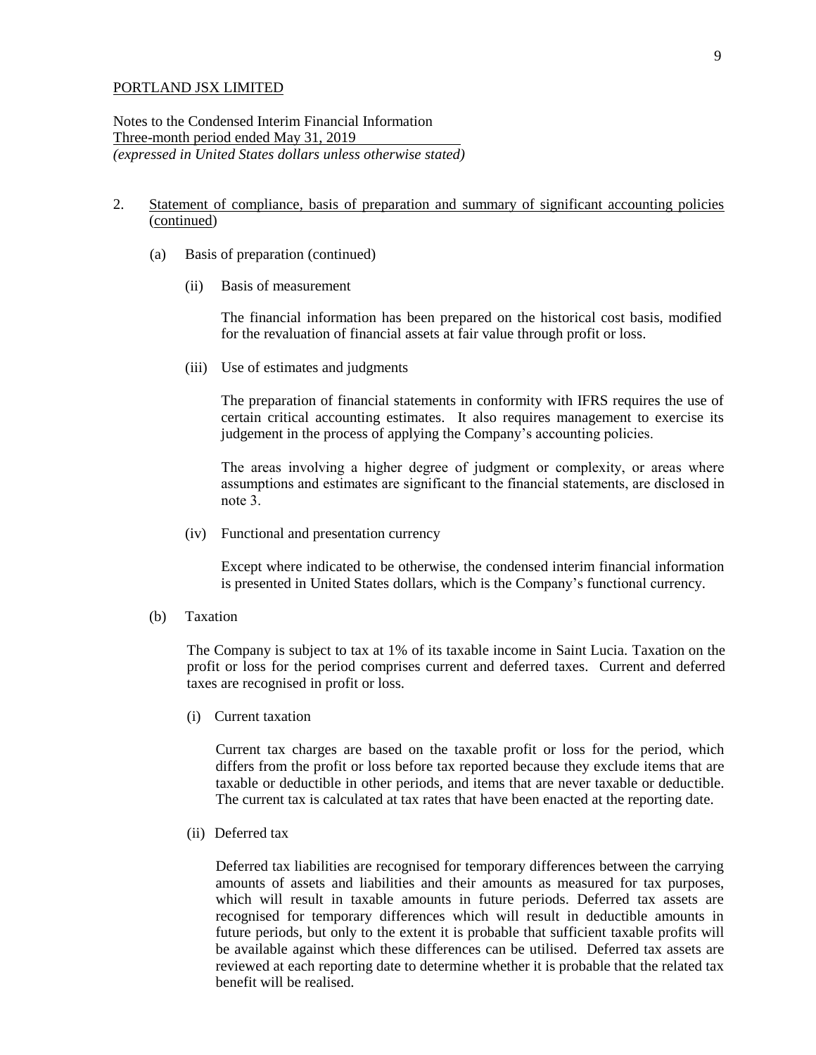PORTLAND JSX LIMITED

Notes to the Condensed Interim Financial Information
Three-month period ended May 31, 2019
*(expressed in United States dollars unless otherwise stated)*

2. Statement of compliance, basis of preparation and summary of significant accounting policies (continued)

   (a) Basis of preparation (continued)

      (ii) Basis of measurement

      The financial information has been prepared on the historical cost basis, modified for the revaluation of financial assets at fair value through profit or loss.

      (iii) Use of estimates and judgments

      The preparation of financial statements in conformity with IFRS requires the use of certain critical accounting estimates. It also requires management to exercise its judgement in the process of applying the Company's accounting policies.

      The areas involving a higher degree of judgment or complexity, or areas where assumptions and estimates are significant to the financial statements, are disclosed in note 3.

      (iv) Functional and presentation currency

      Except where indicated to be otherwise, the condensed interim financial information is presented in United States dollars, which is the Company's functional currency.

   (b) Taxation

   The Company is subject to tax at 1% of its taxable income in Saint Lucia. Taxation on the profit or loss for the period comprises current and deferred taxes. Current and deferred taxes are recognised in profit or loss.

      (i) Current taxation

      Current tax charges are based on the taxable profit or loss for the period, which differs from the profit or loss before tax reported because they exclude items that are taxable or deductible in other periods, and items that are never taxable or deductible. The current tax is calculated at tax rates that have been enacted at the reporting date.

      (ii) Deferred tax

      Deferred tax liabilities are recognised for temporary differences between the carrying amounts of assets and liabilities and their amounts as measured for tax purposes, which will result in taxable amounts in future periods. Deferred tax assets are recognised for temporary differences which will result in deductible amounts in future periods, but only to the extent it is probable that sufficient taxable profits will be available against which these differences can be utilised. Deferred tax assets are reviewed at each reporting date to determine whether it is probable that the related tax benefit will be realised.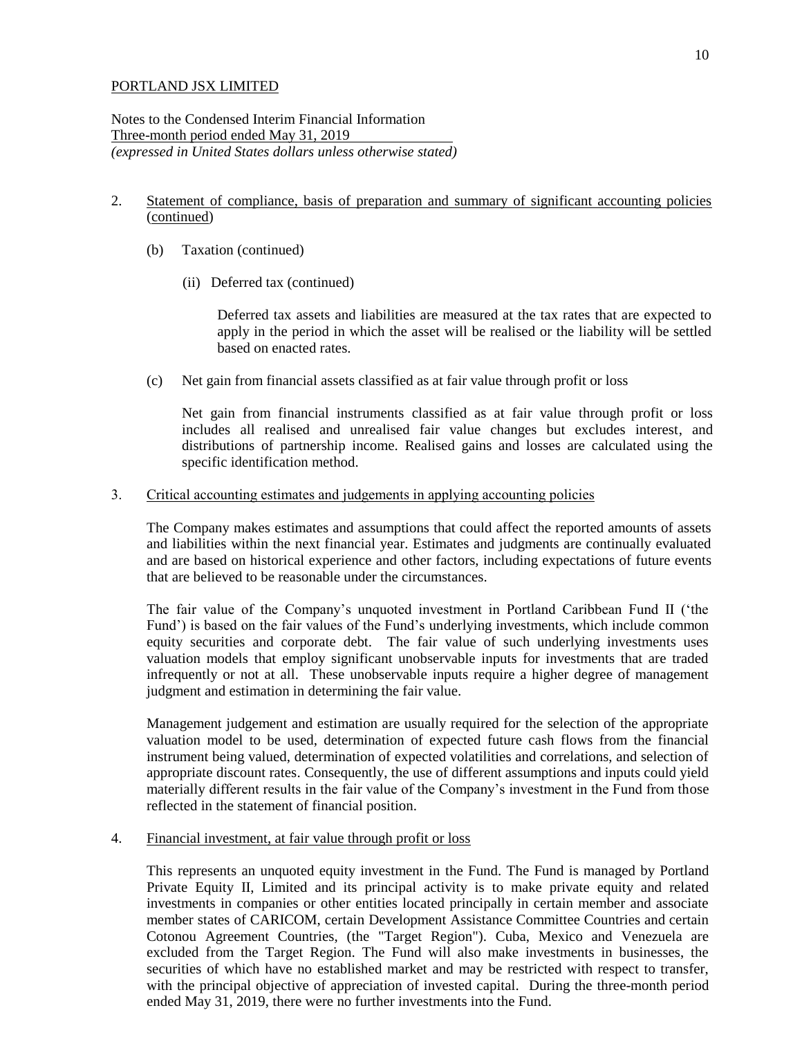PORTLAND JSX LIMITED

Notes to the Condensed Interim Financial Information
Three-month period ended May 31, 2019
*(expressed in United States dollars unless otherwise stated)*

2. Statement of compliance, basis of preparation and summary of significant accounting policies (continued)

   (b) Taxation (continued)

      (ii) Deferred tax (continued)

      Deferred tax assets and liabilities are measured at the tax rates that are expected to apply in the period in which the asset will be realised or the liability will be settled based on enacted rates.

   (c) Net gain from financial assets classified as at fair value through profit or loss

   Net gain from financial instruments classified as at fair value through profit or loss includes all realised and unrealised fair value changes but excludes interest, and distributions of partnership income. Realised gains and losses are calculated using the specific identification method.

3. Critical accounting estimates and judgements in applying accounting policies

The Company makes estimates and assumptions that could affect the reported amounts of assets and liabilities within the next financial year. Estimates and judgments are continually evaluated and are based on historical experience and other factors, including expectations of future events that are believed to be reasonable under the circumstances.

The fair value of the Company's unquoted investment in Portland Caribbean Fund II ('the Fund') is based on the fair values of the Fund's underlying investments, which include common equity securities and corporate debt. The fair value of such underlying investments uses valuation models that employ significant unobservable inputs for investments that are traded infrequently or not at all. These unobservable inputs require a higher degree of management judgment and estimation in determining the fair value.

Management judgement and estimation are usually required for the selection of the appropriate valuation model to be used, determination of expected future cash flows from the financial instrument being valued, determination of expected volatilities and correlations, and selection of appropriate discount rates. Consequently, the use of different assumptions and inputs could yield materially different results in the fair value of the Company's investment in the Fund from those reflected in the statement of financial position.

4. Financial investment, at fair value through profit or loss

This represents an unquoted equity investment in the Fund. The Fund is managed by Portland Private Equity II, Limited and its principal activity is to make private equity and related investments in companies or other entities located principally in certain member and associate member states of CARICOM, certain Development Assistance Committee Countries and certain Cotonou Agreement Countries, (the "Target Region"). Cuba, Mexico and Venezuela are excluded from the Target Region. The Fund will also make investments in businesses, the securities of which have no established market and may be restricted with respect to transfer, with the principal objective of appreciation of invested capital. During the three-month period ended May 31, 2019, there were no further investments into the Fund.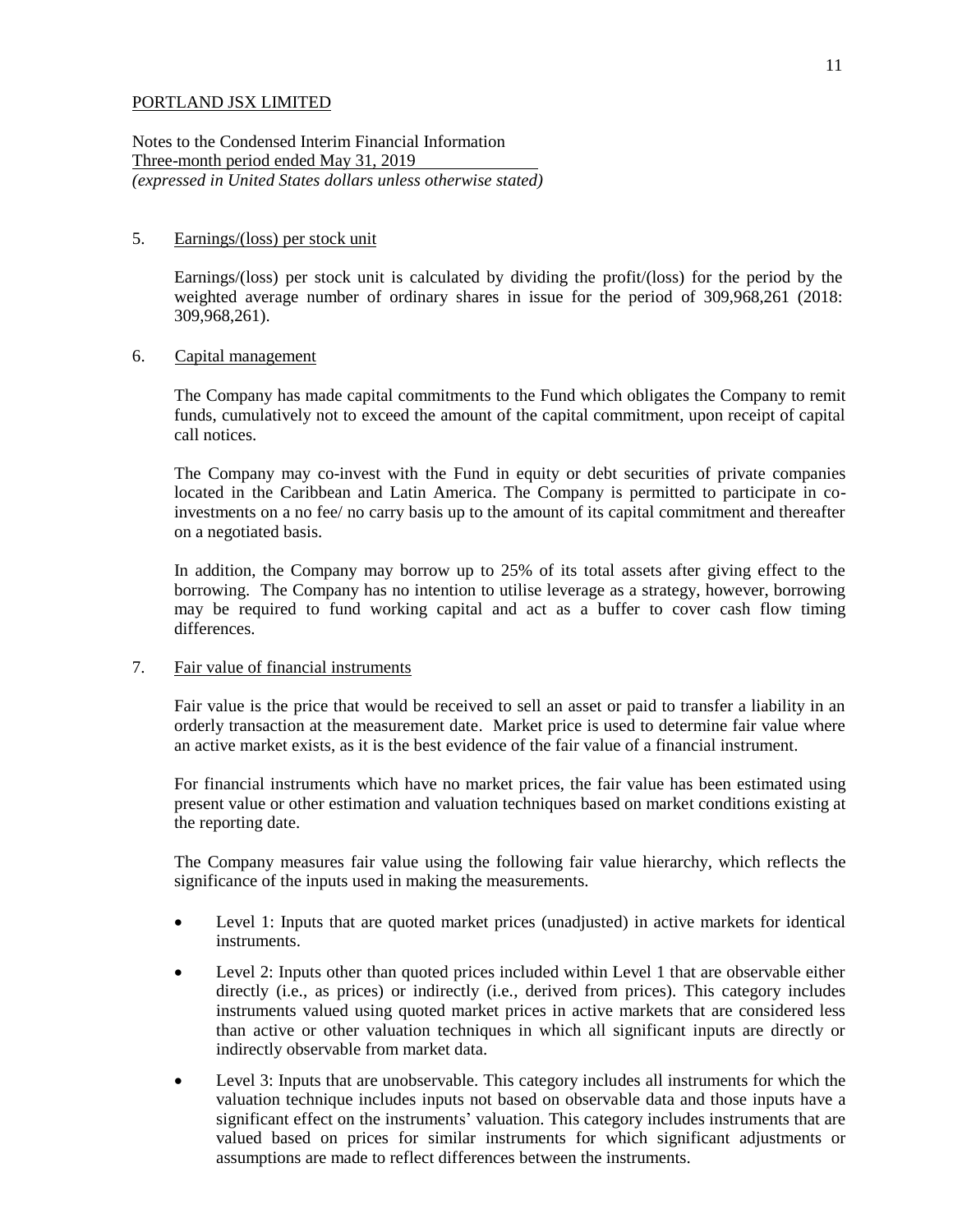PORTLAND JSX LIMITED

Notes to the Condensed Interim Financial Information
Three-month period ended May 31, 2019
*(expressed in United States dollars unless otherwise stated)*

5. Earnings/(loss) per stock unit

Earnings/(loss) per stock unit is calculated by dividing the profit/(loss) for the period by the weighted average number of ordinary shares in issue for the period of 309,968,261 (2018: 309,968,261).

6. Capital management

The Company has made capital commitments to the Fund which obligates the Company to remit funds, cumulatively not to exceed the amount of the capital commitment, upon receipt of capital call notices.

The Company may co-invest with the Fund in equity or debt securities of private companies located in the Caribbean and Latin America. The Company is permitted to participate in co-investments on a no fee/ no carry basis up to the amount of its capital commitment and thereafter on a negotiated basis.

In addition, the Company may borrow up to 25% of its total assets after giving effect to the borrowing. The Company has no intention to utilise leverage as a strategy, however, borrowing may be required to fund working capital and act as a buffer to cover cash flow timing differences.

7. Fair value of financial instruments

Fair value is the price that would be received to sell an asset or paid to transfer a liability in an orderly transaction at the measurement date. Market price is used to determine fair value where an active market exists, as it is the best evidence of the fair value of a financial instrument.

For financial instruments which have no market prices, the fair value has been estimated using present value or other estimation and valuation techniques based on market conditions existing at the reporting date.

The Company measures fair value using the following fair value hierarchy, which reflects the significance of the inputs used in making the measurements.

- Level 1: Inputs that are quoted market prices (unadjusted) in active markets for identical instruments.
- Level 2: Inputs other than quoted prices included within Level 1 that are observable either directly (i.e., as prices) or indirectly (i.e., derived from prices). This category includes instruments valued using quoted market prices in active markets that are considered less than active or other valuation techniques in which all significant inputs are directly or indirectly observable from market data.
- Level 3: Inputs that are unobservable. This category includes all instruments for which the valuation technique includes inputs not based on observable data and those inputs have a significant effect on the instruments' valuation. This category includes instruments that are valued based on prices for similar instruments for which significant adjustments or assumptions are made to reflect differences between the instruments.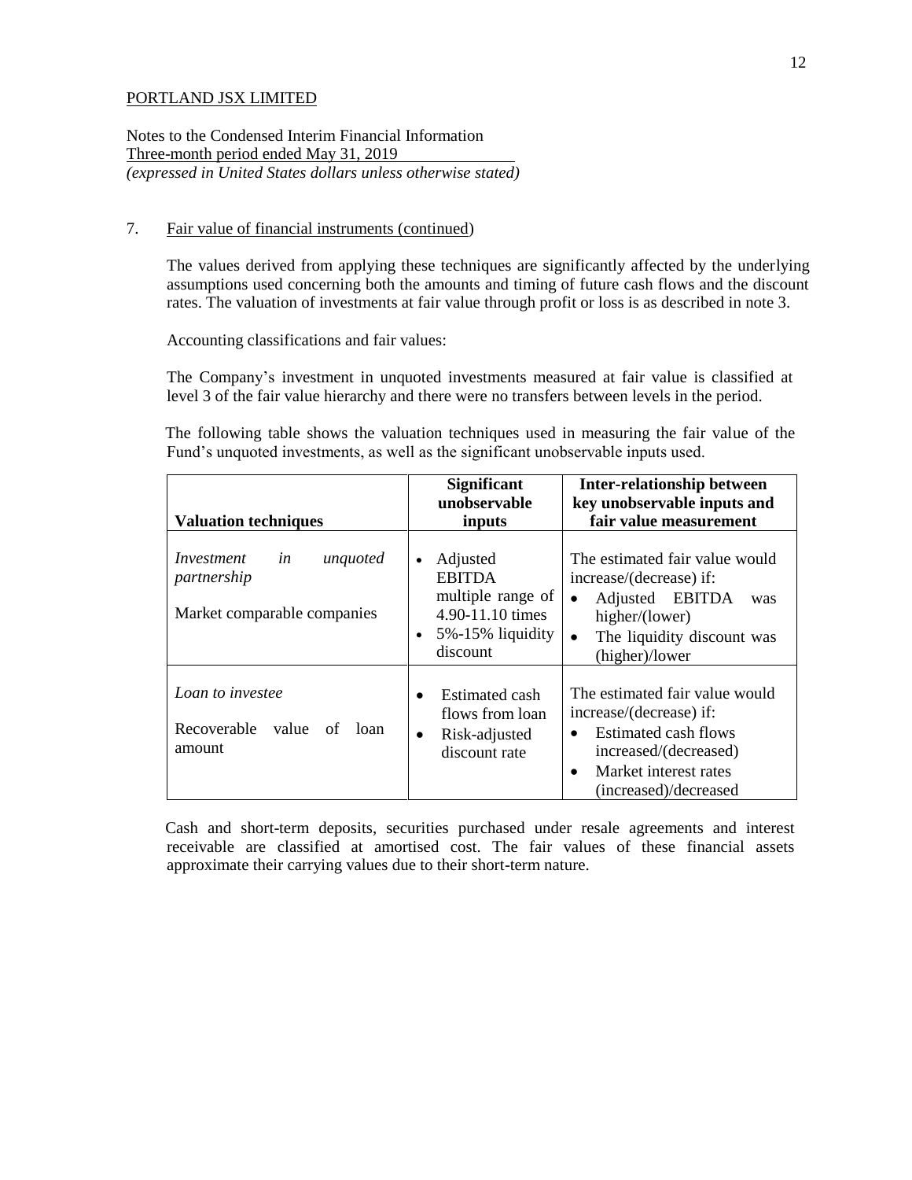PORTLAND JSX LIMITED

Notes to the Condensed Interim Financial Information
Three-month period ended May 31, 2019
*(expressed in United States dollars unless otherwise stated)*

7. Fair value of financial instruments (continued)

The values derived from applying these techniques are significantly affected by the underlying assumptions used concerning both the amounts and timing of future cash flows and the discount rates. The valuation of investments at fair value through profit or loss is as described in note 3.

Accounting classifications and fair values:

The Company's investment in unquoted investments measured at fair value is classified at level 3 of the fair value hierarchy and there were no transfers between levels in the period.

The following table shows the valuation techniques used in measuring the fair value of the Fund's unquoted investments, as well as the significant unobservable inputs used.

| **Valuation techniques** | **Significant unobservable inputs** | **Inter-relationship between key unobservable inputs and fair value measurement** |
|---|---|---|
| *Investment in unquoted partnership*<br><br>Market comparable companies | • Adjusted EBITDA multiple range of 4.90-11.10 times<br>• 5%-15% liquidity discount | The estimated fair value would increase/(decrease) if:<br>• Adjusted EBITDA was higher/(lower)<br>• The liquidity discount was (higher)/lower |
| *Loan to investee*<br><br>Recoverable value of loan amount | • Estimated cash flows from loan<br>• Risk-adjusted discount rate | The estimated fair value would increase/(decrease) if:<br>• Estimated cash flows increased/(decreased)<br>• Market interest rates (increased)/decreased |

Cash and short-term deposits, securities purchased under resale agreements and interest receivable are classified at amortised cost. The fair values of these financial assets approximate their carrying values due to their short-term nature.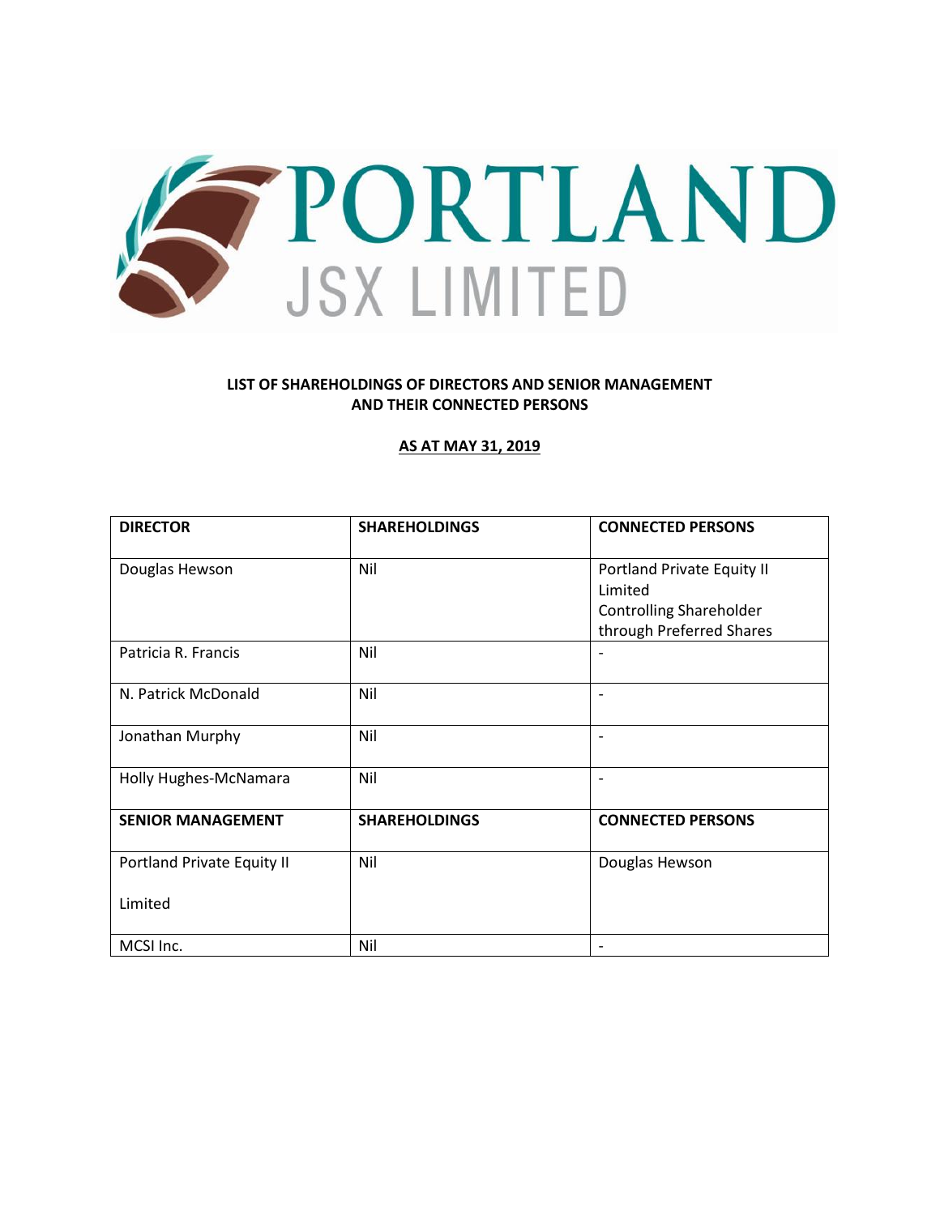PORTLAND JSX LIMITED

**LIST OF SHAREHOLDINGS OF DIRECTORS AND SENIOR MANAGEMENT AND THEIR CONNECTED PERSONS**

**AS AT MAY 31, 2019**

| DIRECTOR | SHAREHOLDINGS | CONNECTED PERSONS |
|---|---|---|
| Douglas Hewson | Nil | Portland Private Equity II Limited Controlling Shareholder through Preferred Shares |
| Patricia R. Francis | Nil | - |
| N. Patrick McDonald | Nil | - |
| Jonathan Murphy | Nil | - |
| Holly Hughes-McNamara | Nil | - |
| **SENIOR MANAGEMENT** | **SHAREHOLDINGS** | **CONNECTED PERSONS** |
| Portland Private Equity II Limited | Nil | Douglas Hewson |
| MCSI Inc. | Nil | - |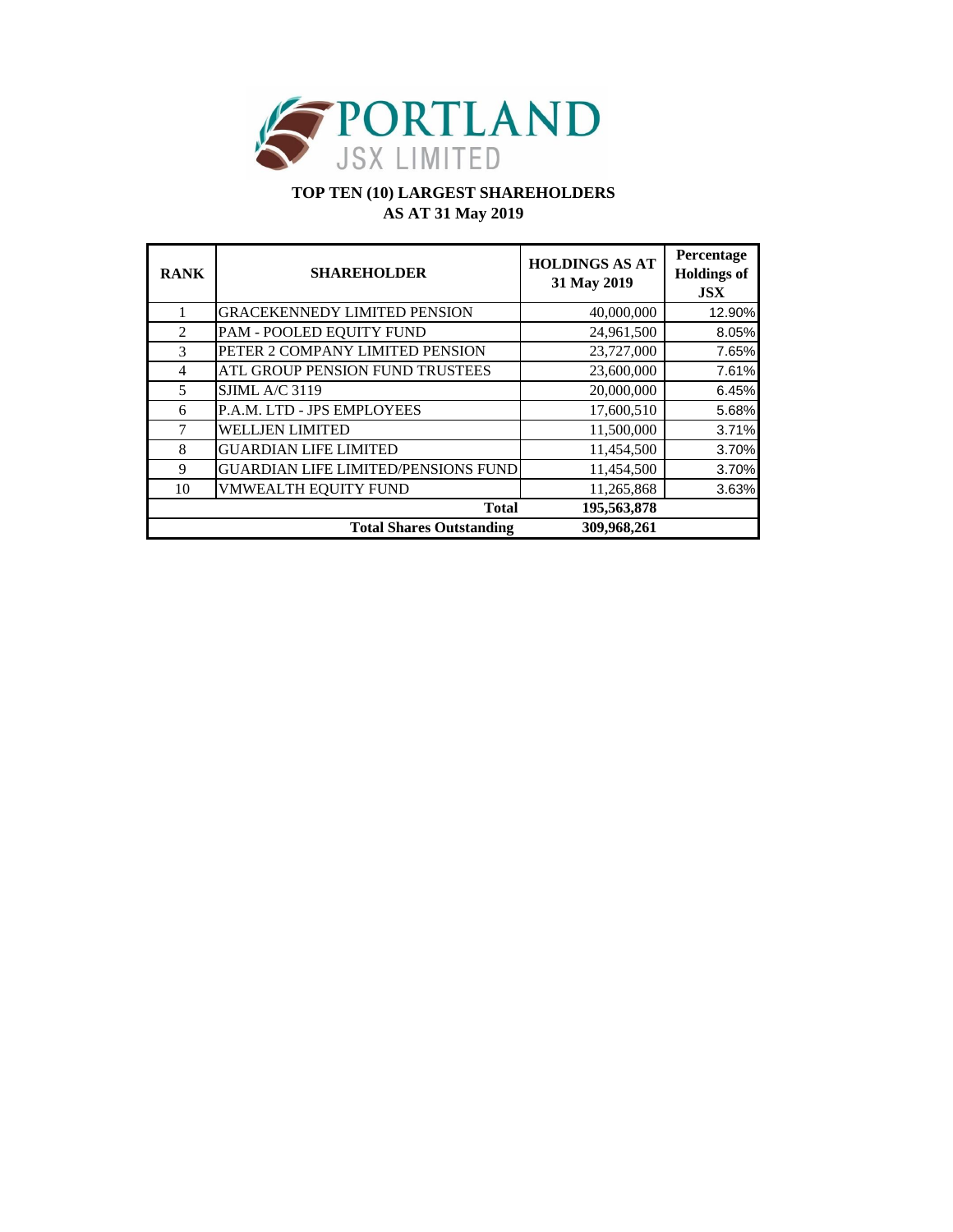PORTLAND

JSX LIMITED

## TOP TEN (10) LARGEST SHAREHOLDERS
## AS AT 31 May 2019

| RANK | SHAREHOLDER | HOLDINGS AS AT 31 May 2019 | Percentage Holdings of JSX |
|---|---|---|---|
| 1 | GRACEKENNEDY LIMITED PENSION | 40,000,000 | 12.90% |
| 2 | PAM - POOLED EQUITY FUND | 24,961,500 | 8.05% |
| 3 | PETER 2 COMPANY LIMITED PENSION | 23,727,000 | 7.65% |
| 4 | ATL GROUP PENSION FUND TRUSTEES | 23,600,000 | 7.61% |
| 5 | SJIML A/C 3119 | 20,000,000 | 6.45% |
| 6 | P.A.M. LTD - JPS EMPLOYEES | 17,600,510 | 5.68% |
| 7 | WELLJEN LIMITED | 11,500,000 | 3.71% |
| 8 | GUARDIAN LIFE LIMITED | 11,454,500 | 3.70% |
| 9 | GUARDIAN LIFE LIMITED/PENSIONS FUND | 11,454,500 | 3.70% |
| 10 | VMWEALTH EQUITY FUND | 11,265,868 | 3.63% |
| | **Total** | **195,563,878** | |
| | **Total Shares Outstanding** | **309,968,261** | |